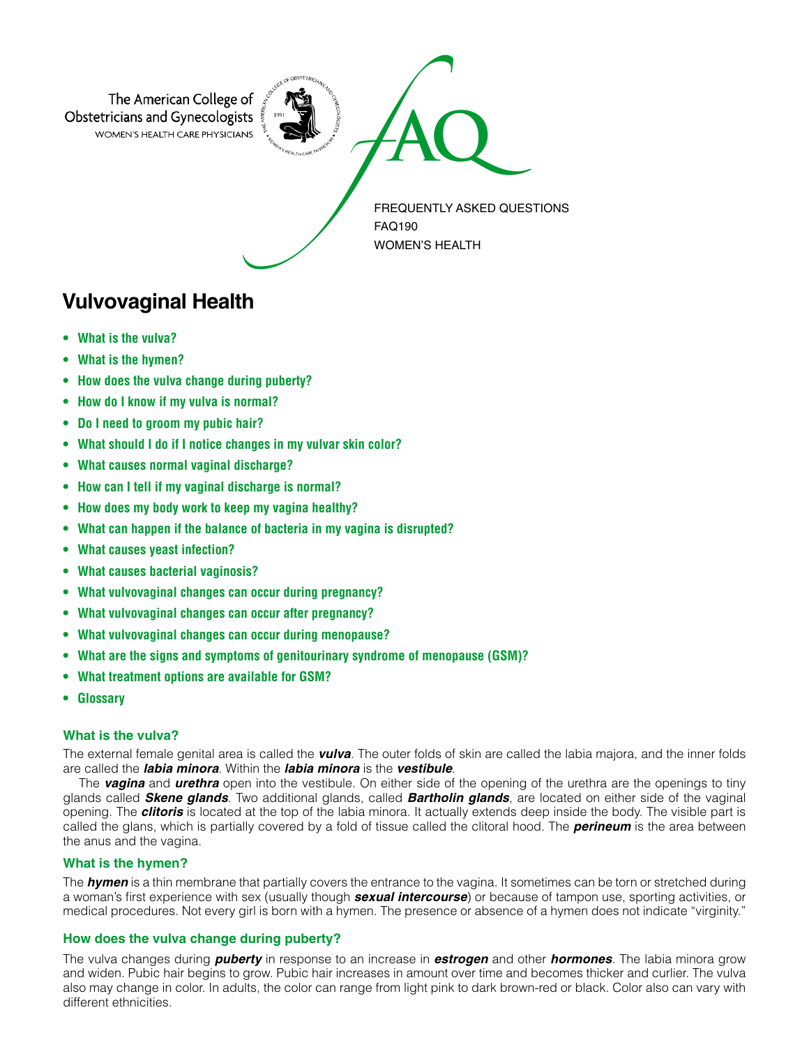The American College of Obstetricians and Gynecologists
WOMEN'S HEALTH CARE PHYSICIANS

FAQ

FREQUENTLY ASKED QUESTIONS
FAQ190
WOMEN'S HEALTH

# Vulvovaginal Health

- **What is the vulva?**
- **What is the hymen?**
- **How does the vulva change during puberty?**
- **How do I know if my vulva is normal?**
- **Do I need to groom my pubic hair?**
- **What should I do if I notice changes in my vulvar skin color?**
- **What causes normal vaginal discharge?**
- **How can I tell if my vaginal discharge is normal?**
- **How does my body work to keep my vagina healthy?**
- **What can happen if the balance of bacteria in my vagina is disrupted?**
- **What causes yeast infection?**
- **What causes bacterial vaginosis?**
- **What vulvovaginal changes can occur during pregnancy?**
- **What vulvovaginal changes can occur after pregnancy?**
- **What vulvovaginal changes can occur during menopause?**
- **What are the signs and symptoms of genitourinary syndrome of menopause (GSM)?**
- **What treatment options are available for GSM?**
- **Glossary**

## What is the vulva?

The external female genital area is called the ***vulva***. The outer folds of skin are called the labia majora, and the inner folds are called the ***labia minora***. Within the ***labia minora*** is the ***vestibule***.

The ***vagina*** and ***urethra*** open into the vestibule. On either side of the opening of the urethra are the openings to tiny glands called ***Skene glands***. Two additional glands, called ***Bartholin glands***, are located on either side of the vaginal opening. The ***clitoris*** is located at the top of the labia minora. It actually extends deep inside the body. The visible part is called the glans, which is partially covered by a fold of tissue called the clitoral hood. The ***perineum*** is the area between the anus and the vagina.

## What is the hymen?

The ***hymen*** is a thin membrane that partially covers the entrance to the vagina. It sometimes can be torn or stretched during a woman's first experience with sex (usually though ***sexual intercourse***) or because of tampon use, sporting activities, or medical procedures. Not every girl is born with a hymen. The presence or absence of a hymen does not indicate "virginity."

## How does the vulva change during puberty?

The vulva changes during ***puberty*** in response to an increase in ***estrogen*** and other ***hormones***. The labia minora grow and widen. Pubic hair begins to grow. Pubic hair increases in amount over time and becomes thicker and curlier. The vulva also may change in color. In adults, the color can range from light pink to dark brown-red or black. Color also can vary with different ethnicities.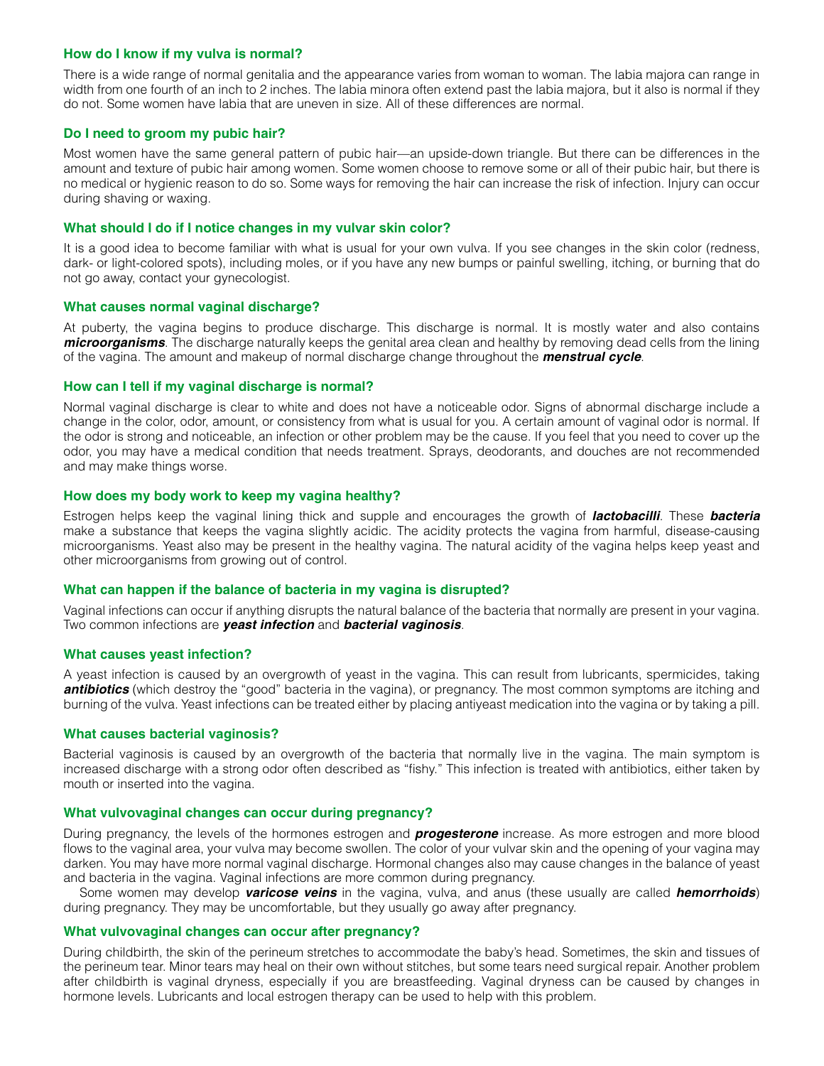### How do I know if my vulva is normal?

There is a wide range of normal genitalia and the appearance varies from woman to woman. The labia majora can range in width from one fourth of an inch to 2 inches. The labia minora often extend past the labia majora, but it also is normal if they do not. Some women have labia that are uneven in size. All of these differences are normal.

### Do I need to groom my pubic hair?

Most women have the same general pattern of pubic hair—an upside-down triangle. But there can be differences in the amount and texture of pubic hair among women. Some women choose to remove some or all of their pubic hair, but there is no medical or hygienic reason to do so. Some ways for removing the hair can increase the risk of infection. Injury can occur during shaving or waxing.

### What should I do if I notice changes in my vulvar skin color?

It is a good idea to become familiar with what is usual for your own vulva. If you see changes in the skin color (redness, dark- or light-colored spots), including moles, or if you have any new bumps or painful swelling, itching, or burning that do not go away, contact your gynecologist.

### What causes normal vaginal discharge?

At puberty, the vagina begins to produce discharge. This discharge is normal. It is mostly water and also contains ***microorganisms***. The discharge naturally keeps the genital area clean and healthy by removing dead cells from the lining of the vagina. The amount and makeup of normal discharge change throughout the ***menstrual cycle***.

### How can I tell if my vaginal discharge is normal?

Normal vaginal discharge is clear to white and does not have a noticeable odor. Signs of abnormal discharge include a change in the color, odor, amount, or consistency from what is usual for you. A certain amount of vaginal odor is normal. If the odor is strong and noticeable, an infection or other problem may be the cause. If you feel that you need to cover up the odor, you may have a medical condition that needs treatment. Sprays, deodorants, and douches are not recommended and may make things worse.

### How does my body work to keep my vagina healthy?

Estrogen helps keep the vaginal lining thick and supple and encourages the growth of ***lactobacilli***. These ***bacteria*** make a substance that keeps the vagina slightly acidic. The acidity protects the vagina from harmful, disease-causing microorganisms. Yeast also may be present in the healthy vagina. The natural acidity of the vagina helps keep yeast and other microorganisms from growing out of control.

### What can happen if the balance of bacteria in my vagina is disrupted?

Vaginal infections can occur if anything disrupts the natural balance of the bacteria that normally are present in your vagina. Two common infections are ***yeast infection*** and ***bacterial vaginosis***.

### What causes yeast infection?

A yeast infection is caused by an overgrowth of yeast in the vagina. This can result from lubricants, spermicides, taking ***antibiotics*** (which destroy the "good" bacteria in the vagina), or pregnancy. The most common symptoms are itching and burning of the vulva. Yeast infections can be treated either by placing antiyeast medication into the vagina or by taking a pill.

### What causes bacterial vaginosis?

Bacterial vaginosis is caused by an overgrowth of the bacteria that normally live in the vagina. The main symptom is increased discharge with a strong odor often described as "fishy." This infection is treated with antibiotics, either taken by mouth or inserted into the vagina.

### What vulvovaginal changes can occur during pregnancy?

During pregnancy, the levels of the hormones estrogen and ***progesterone*** increase. As more estrogen and more blood flows to the vaginal area, your vulva may become swollen. The color of your vulvar skin and the opening of your vagina may darken. You may have more normal vaginal discharge. Hormonal changes also may cause changes in the balance of yeast and bacteria in the vagina. Vaginal infections are more common during pregnancy.

Some women may develop ***varicose veins*** in the vagina, vulva, and anus (these usually are called ***hemorrhoids***) during pregnancy. They may be uncomfortable, but they usually go away after pregnancy.

### What vulvovaginal changes can occur after pregnancy?

During childbirth, the skin of the perineum stretches to accommodate the baby's head. Sometimes, the skin and tissues of the perineum tear. Minor tears may heal on their own without stitches, but some tears need surgical repair. Another problem after childbirth is vaginal dryness, especially if you are breastfeeding. Vaginal dryness can be caused by changes in hormone levels. Lubricants and local estrogen therapy can be used to help with this problem.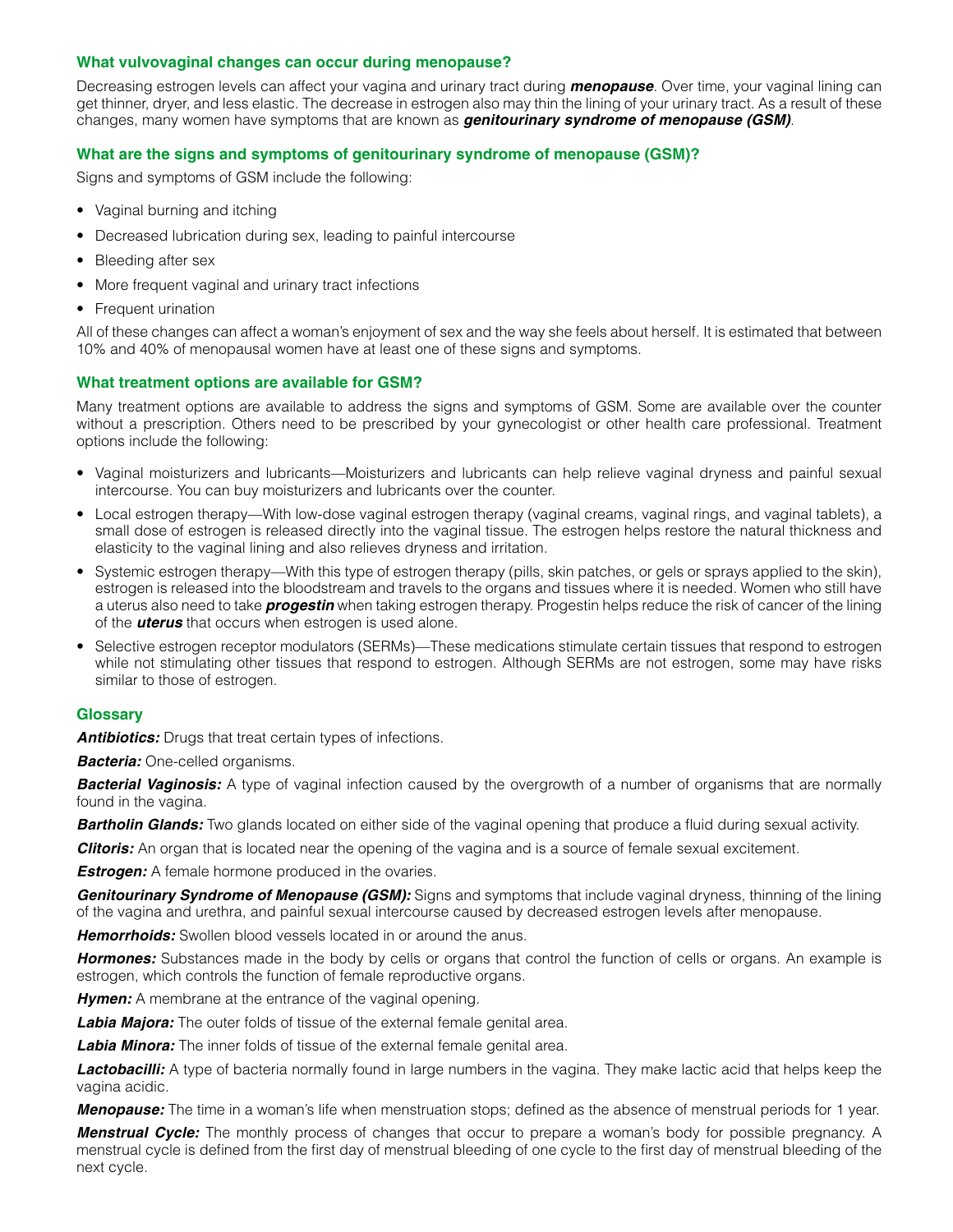### What vulvovaginal changes can occur during menopause?

Decreasing estrogen levels can affect your vagina and urinary tract during ***menopause***. Over time, your vaginal lining can get thinner, dryer, and less elastic. The decrease in estrogen also may thin the lining of your urinary tract. As a result of these changes, many women have symptoms that are known as ***genitourinary syndrome of menopause (GSM)***.

### What are the signs and symptoms of genitourinary syndrome of menopause (GSM)?

Signs and symptoms of GSM include the following:

- Vaginal burning and itching
- Decreased lubrication during sex, leading to painful intercourse
- Bleeding after sex
- More frequent vaginal and urinary tract infections
- Frequent urination

All of these changes can affect a woman's enjoyment of sex and the way she feels about herself. It is estimated that between 10% and 40% of menopausal women have at least one of these signs and symptoms.

### What treatment options are available for GSM?

Many treatment options are available to address the signs and symptoms of GSM. Some are available over the counter without a prescription. Others need to be prescribed by your gynecologist or other health care professional. Treatment options include the following:

- Vaginal moisturizers and lubricants—Moisturizers and lubricants can help relieve vaginal dryness and painful sexual intercourse. You can buy moisturizers and lubricants over the counter.
- Local estrogen therapy—With low-dose vaginal estrogen therapy (vaginal creams, vaginal rings, and vaginal tablets), a small dose of estrogen is released directly into the vaginal tissue. The estrogen helps restore the natural thickness and elasticity to the vaginal lining and also relieves dryness and irritation.
- Systemic estrogen therapy—With this type of estrogen therapy (pills, skin patches, or gels or sprays applied to the skin), estrogen is released into the bloodstream and travels to the organs and tissues where it is needed. Women who still have a uterus also need to take ***progestin*** when taking estrogen therapy. Progestin helps reduce the risk of cancer of the lining of the ***uterus*** that occurs when estrogen is used alone.
- Selective estrogen receptor modulators (SERMs)—These medications stimulate certain tissues that respond to estrogen while not stimulating other tissues that respond to estrogen. Although SERMs are not estrogen, some may have risks similar to those of estrogen.

### Glossary

***Antibiotics:*** Drugs that treat certain types of infections.

***Bacteria:*** One-celled organisms.

***Bacterial Vaginosis:*** A type of vaginal infection caused by the overgrowth of a number of organisms that are normally found in the vagina.

***Bartholin Glands:*** Two glands located on either side of the vaginal opening that produce a fluid during sexual activity.

***Clitoris:*** An organ that is located near the opening of the vagina and is a source of female sexual excitement.

***Estrogen:*** A female hormone produced in the ovaries.

***Genitourinary Syndrome of Menopause (GSM):*** Signs and symptoms that include vaginal dryness, thinning of the lining of the vagina and urethra, and painful sexual intercourse caused by decreased estrogen levels after menopause.

***Hemorrhoids:*** Swollen blood vessels located in or around the anus.

***Hormones:*** Substances made in the body by cells or organs that control the function of cells or organs. An example is estrogen, which controls the function of female reproductive organs.

***Hymen:*** A membrane at the entrance of the vaginal opening.

***Labia Majora:*** The outer folds of tissue of the external female genital area.

***Labia Minora:*** The inner folds of tissue of the external female genital area.

***Lactobacilli:*** A type of bacteria normally found in large numbers in the vagina. They make lactic acid that helps keep the vagina acidic.

***Menopause:*** The time in a woman's life when menstruation stops; defined as the absence of menstrual periods for 1 year.

***Menstrual Cycle:*** The monthly process of changes that occur to prepare a woman's body for possible pregnancy. A menstrual cycle is defined from the first day of menstrual bleeding of one cycle to the first day of menstrual bleeding of the next cycle.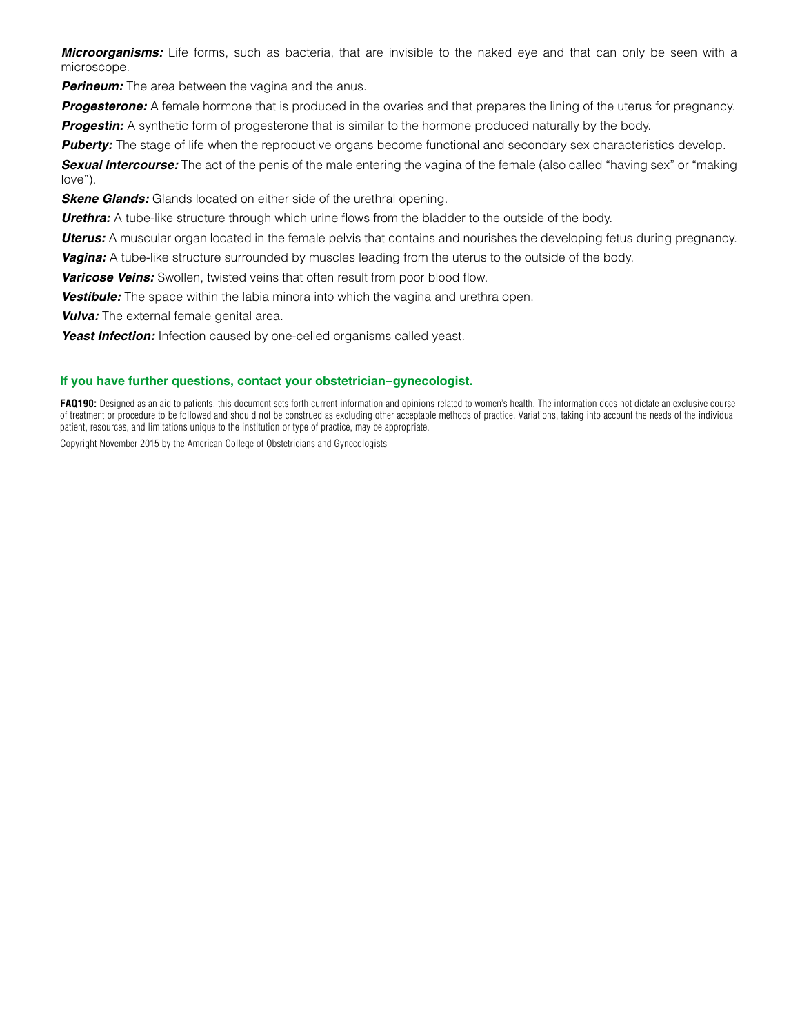***Microorganisms:*** Life forms, such as bacteria, that are invisible to the naked eye and that can only be seen with a microscope.

***Perineum:*** The area between the vagina and the anus.

***Progesterone:*** A female hormone that is produced in the ovaries and that prepares the lining of the uterus for pregnancy.

***Progestin:*** A synthetic form of progesterone that is similar to the hormone produced naturally by the body.

***Puberty:*** The stage of life when the reproductive organs become functional and secondary sex characteristics develop.

***Sexual Intercourse:*** The act of the penis of the male entering the vagina of the female (also called "having sex" or "making love").

***Skene Glands:*** Glands located on either side of the urethral opening.

***Urethra:*** A tube-like structure through which urine flows from the bladder to the outside of the body.

***Uterus:*** A muscular organ located in the female pelvis that contains and nourishes the developing fetus during pregnancy.

***Vagina:*** A tube-like structure surrounded by muscles leading from the uterus to the outside of the body.

***Varicose Veins:*** Swollen, twisted veins that often result from poor blood flow.

***Vestibule:*** The space within the labia minora into which the vagina and urethra open.

***Vulva:*** The external female genital area.

***Yeast Infection:*** Infection caused by one-celled organisms called yeast.

**If you have further questions, contact your obstetrician–gynecologist.**

**FAQ190:** Designed as an aid to patients, this document sets forth current information and opinions related to women's health. The information does not dictate an exclusive course of treatment or procedure to be followed and should not be construed as excluding other acceptable methods of practice. Variations, taking into account the needs of the individual patient, resources, and limitations unique to the institution or type of practice, may be appropriate.

Copyright November 2015 by the American College of Obstetricians and Gynecologists